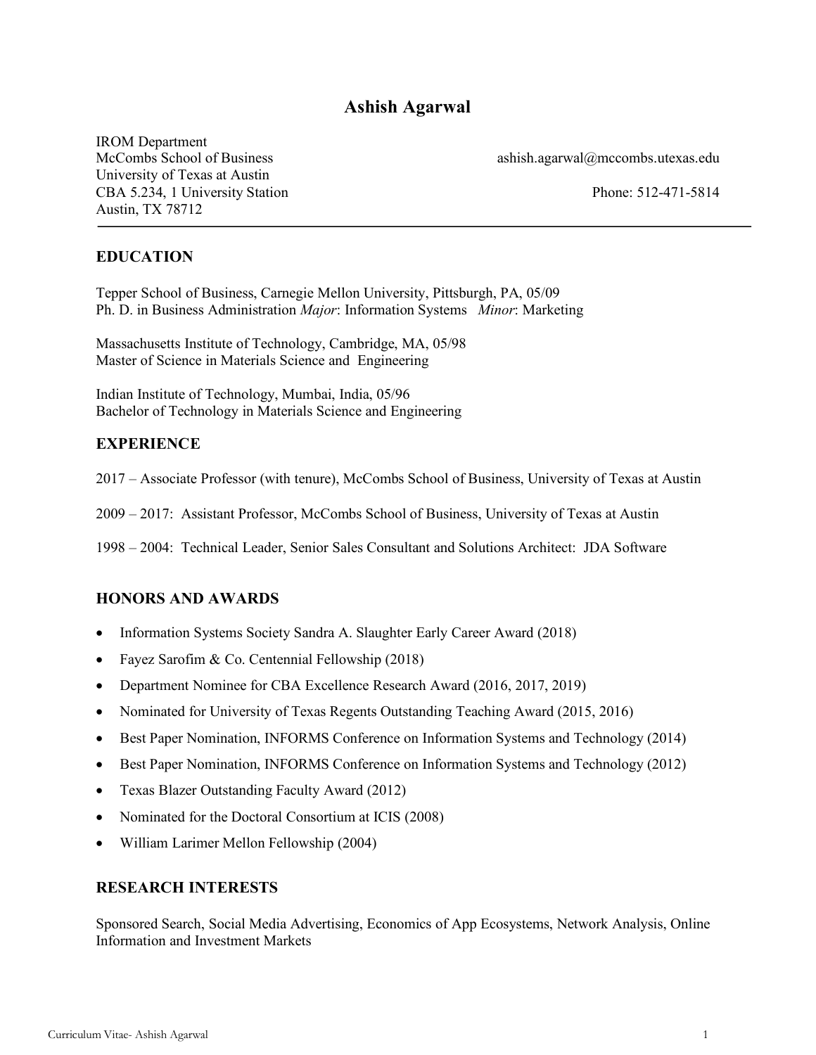# Ashish Agarwal

IROM Department
McCombs School of Business
University of Texas at Austin
CBA 5.234, 1 University Station
Austin, TX 78712

ashish.agarwal@mccombs.utexas.edu
Phone: 512-471-5814

---

## EDUCATION

Tepper School of Business, Carnegie Mellon University, Pittsburgh, PA, 05/09
Ph. D. in Business Administration *Major*: Information Systems *Minor*: Marketing

Massachusetts Institute of Technology, Cambridge, MA, 05/98
Master of Science in Materials Science and Engineering

Indian Institute of Technology, Mumbai, India, 05/96
Bachelor of Technology in Materials Science and Engineering

## EXPERIENCE

2017 – Associate Professor (with tenure), McCombs School of Business, University of Texas at Austin

2009 – 2017: Assistant Professor, McCombs School of Business, University of Texas at Austin

1998 – 2004: Technical Leader, Senior Sales Consultant and Solutions Architect: JDA Software

## HONORS AND AWARDS

- Information Systems Society Sandra A. Slaughter Early Career Award (2018)
- Fayez Sarofim & Co. Centennial Fellowship (2018)
- Department Nominee for CBA Excellence Research Award (2016, 2017, 2019)
- Nominated for University of Texas Regents Outstanding Teaching Award (2015, 2016)
- Best Paper Nomination, INFORMS Conference on Information Systems and Technology (2014)
- Best Paper Nomination, INFORMS Conference on Information Systems and Technology (2012)
- Texas Blazer Outstanding Faculty Award (2012)
- Nominated for the Doctoral Consortium at ICIS (2008)
- William Larimer Mellon Fellowship (2004)

## RESEARCH INTERESTS

Sponsored Search, Social Media Advertising, Economics of App Ecosystems, Network Analysis, Online Information and Investment Markets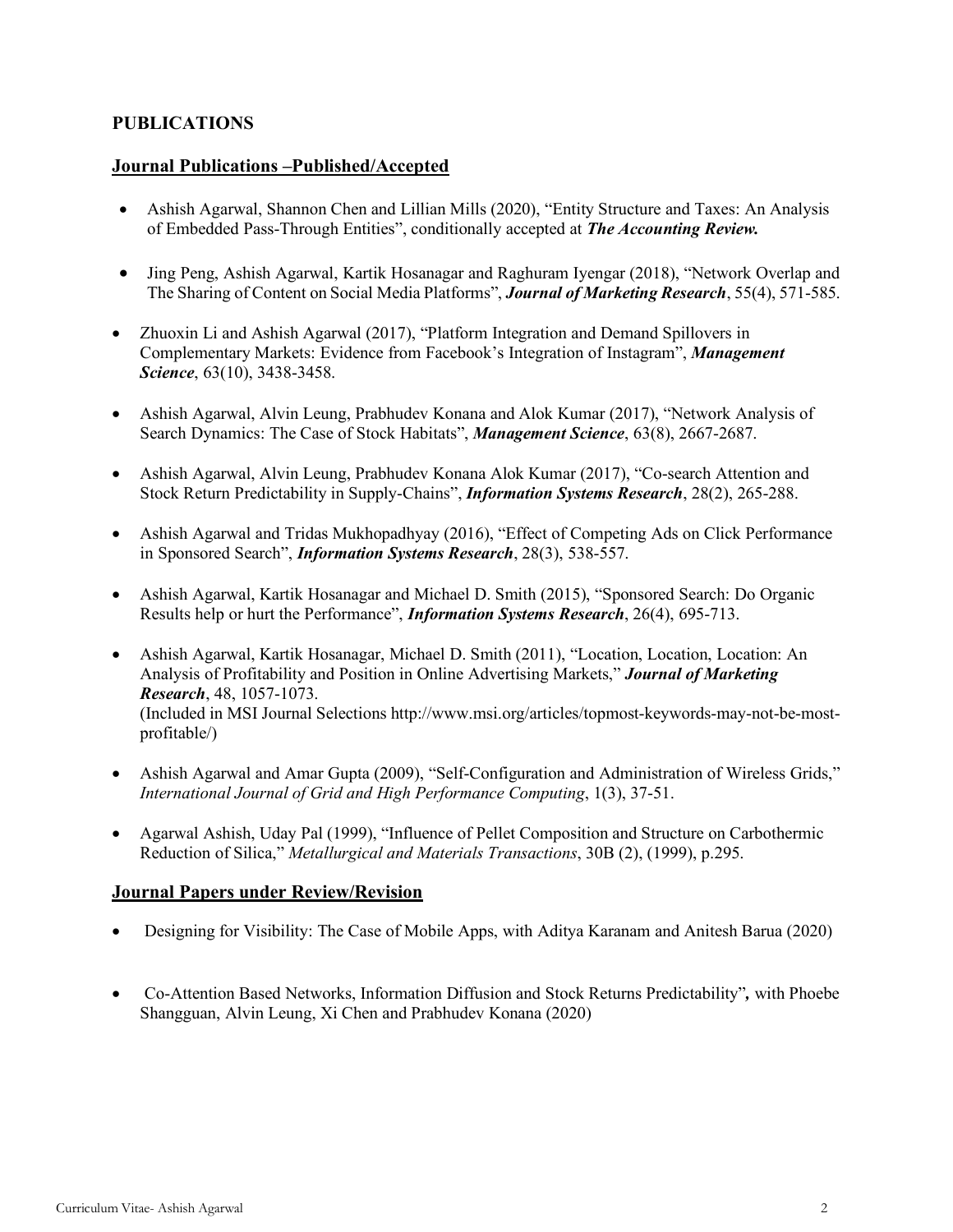## PUBLICATIONS

### Journal Publications –Published/Accepted

- Ashish Agarwal, Shannon Chen and Lillian Mills (2020), "Entity Structure and Taxes: An Analysis of Embedded Pass-Through Entities", conditionally accepted at ***The Accounting Review.***

- Jing Peng, Ashish Agarwal, Kartik Hosanagar and Raghuram Iyengar (2018), "Network Overlap and The Sharing of Content on Social Media Platforms", ***Journal of Marketing Research***, 55(4), 571-585.

- Zhuoxin Li and Ashish Agarwal (2017), "Platform Integration and Demand Spillovers in Complementary Markets: Evidence from Facebook's Integration of Instagram", ***Management Science***, 63(10), 3438-3458.

- Ashish Agarwal, Alvin Leung, Prabhudev Konana and Alok Kumar (2017), "Network Analysis of Search Dynamics: The Case of Stock Habitats", ***Management Science***, 63(8), 2667-2687.

- Ashish Agarwal, Alvin Leung, Prabhudev Konana Alok Kumar (2017), "Co-search Attention and Stock Return Predictability in Supply-Chains", ***Information Systems Research***, 28(2), 265-288.

- Ashish Agarwal and Tridas Mukhopadhyay (2016), "Effect of Competing Ads on Click Performance in Sponsored Search", ***Information Systems Research***, 28(3), 538-557.

- Ashish Agarwal, Kartik Hosanagar and Michael D. Smith (2015), "Sponsored Search: Do Organic Results help or hurt the Performance", ***Information Systems Research***, 26(4), 695-713.

- Ashish Agarwal, Kartik Hosanagar, Michael D. Smith (2011), "Location, Location, Location: An Analysis of Profitability and Position in Online Advertising Markets," ***Journal of Marketing Research***, 48, 1057-1073.
  (Included in MSI Journal Selections http://www.msi.org/articles/topmost-keywords-may-not-be-most-profitable/)

- Ashish Agarwal and Amar Gupta (2009), "Self-Configuration and Administration of Wireless Grids," *International Journal of Grid and High Performance Computing*, 1(3), 37-51.

- Agarwal Ashish, Uday Pal (1999), "Influence of Pellet Composition and Structure on Carbothermic Reduction of Silica," *Metallurgical and Materials Transactions*, 30B (2), (1999), p.295.

### Journal Papers under Review/Revision

- Designing for Visibility: The Case of Mobile Apps, with Aditya Karanam and Anitesh Barua (2020)

- Co-Attention Based Networks, Information Diffusion and Stock Returns Predictability"**,** with Phoebe Shangguan, Alvin Leung, Xi Chen and Prabhudev Konana (2020)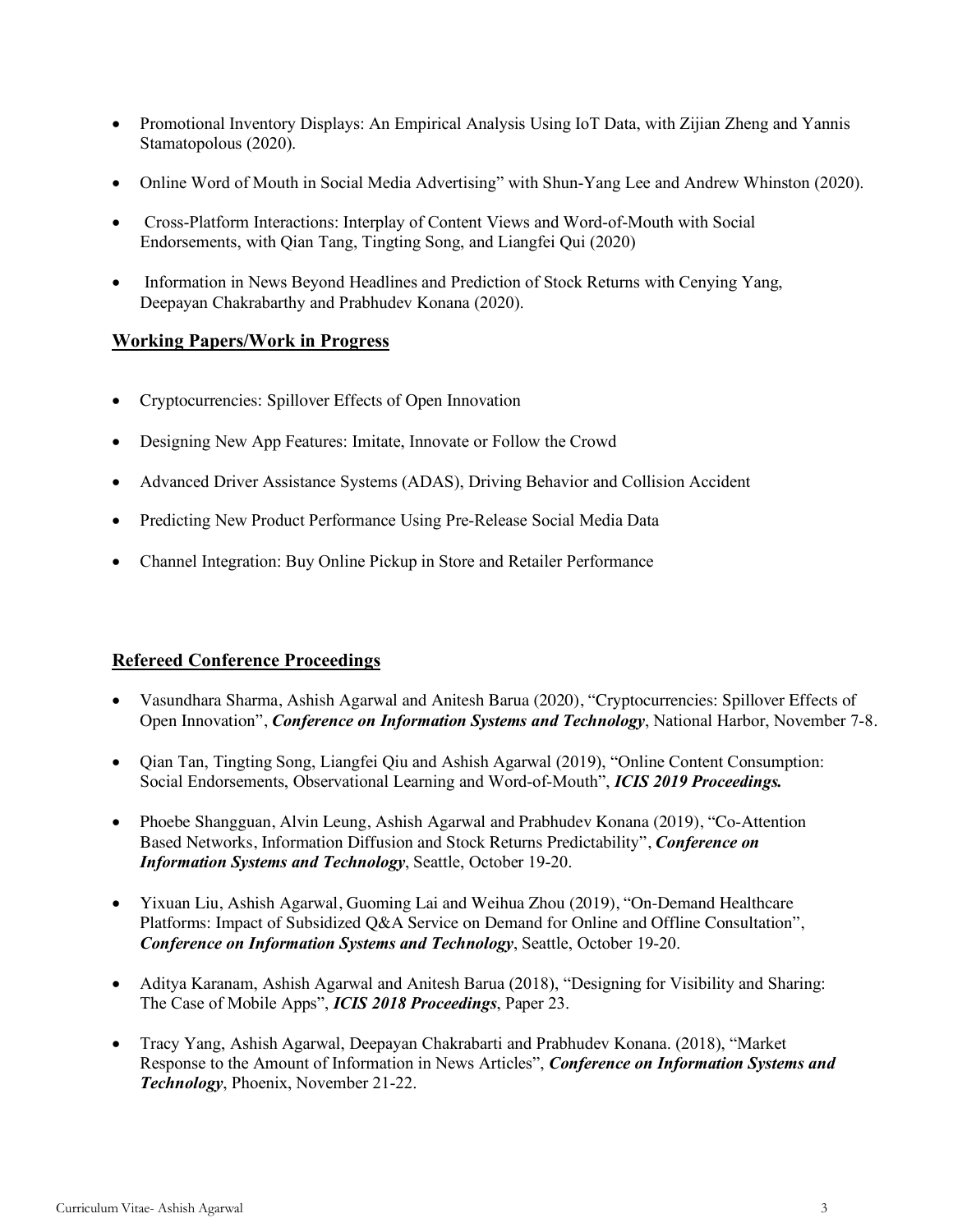- Promotional Inventory Displays: An Empirical Analysis Using IoT Data, with Zijian Zheng and Yannis Stamatopolous (2020).
- Online Word of Mouth in Social Media Advertising" with Shun-Yang Lee and Andrew Whinston (2020).
- Cross-Platform Interactions: Interplay of Content Views and Word-of-Mouth with Social Endorsements, with Qian Tang, Tingting Song, and Liangfei Qui (2020)
- Information in News Beyond Headlines and Prediction of Stock Returns with Cenying Yang, Deepayan Chakrabarthy and Prabhudev Konana (2020).

## Working Papers/Work in Progress

- Cryptocurrencies: Spillover Effects of Open Innovation
- Designing New App Features: Imitate, Innovate or Follow the Crowd
- Advanced Driver Assistance Systems (ADAS), Driving Behavior and Collision Accident
- Predicting New Product Performance Using Pre-Release Social Media Data
- Channel Integration: Buy Online Pickup in Store and Retailer Performance

## Refereed Conference Proceedings

- Vasundhara Sharma, Ashish Agarwal and Anitesh Barua (2020), "Cryptocurrencies: Spillover Effects of Open Innovation", ***Conference on Information Systems and Technology***, National Harbor, November 7-8.
- Qian Tan, Tingting Song, Liangfei Qiu and Ashish Agarwal (2019), "Online Content Consumption: Social Endorsements, Observational Learning and Word-of-Mouth", ***ICIS 2019 Proceedings.***
- Phoebe Shangguan, Alvin Leung, Ashish Agarwal and Prabhudev Konana (2019), "Co-Attention Based Networks, Information Diffusion and Stock Returns Predictability", ***Conference on Information Systems and Technology***, Seattle, October 19-20.
- Yixuan Liu, Ashish Agarwal, Guoming Lai and Weihua Zhou (2019), "On-Demand Healthcare Platforms: Impact of Subsidized Q&A Service on Demand for Online and Offline Consultation", ***Conference on Information Systems and Technology***, Seattle, October 19-20.
- Aditya Karanam, Ashish Agarwal and Anitesh Barua (2018), "Designing for Visibility and Sharing: The Case of Mobile Apps", ***ICIS 2018 Proceedings***, Paper 23.
- Tracy Yang, Ashish Agarwal, Deepayan Chakrabarti and Prabhudev Konana. (2018), "Market Response to the Amount of Information in News Articles", ***Conference on Information Systems and Technology***, Phoenix, November 21-22.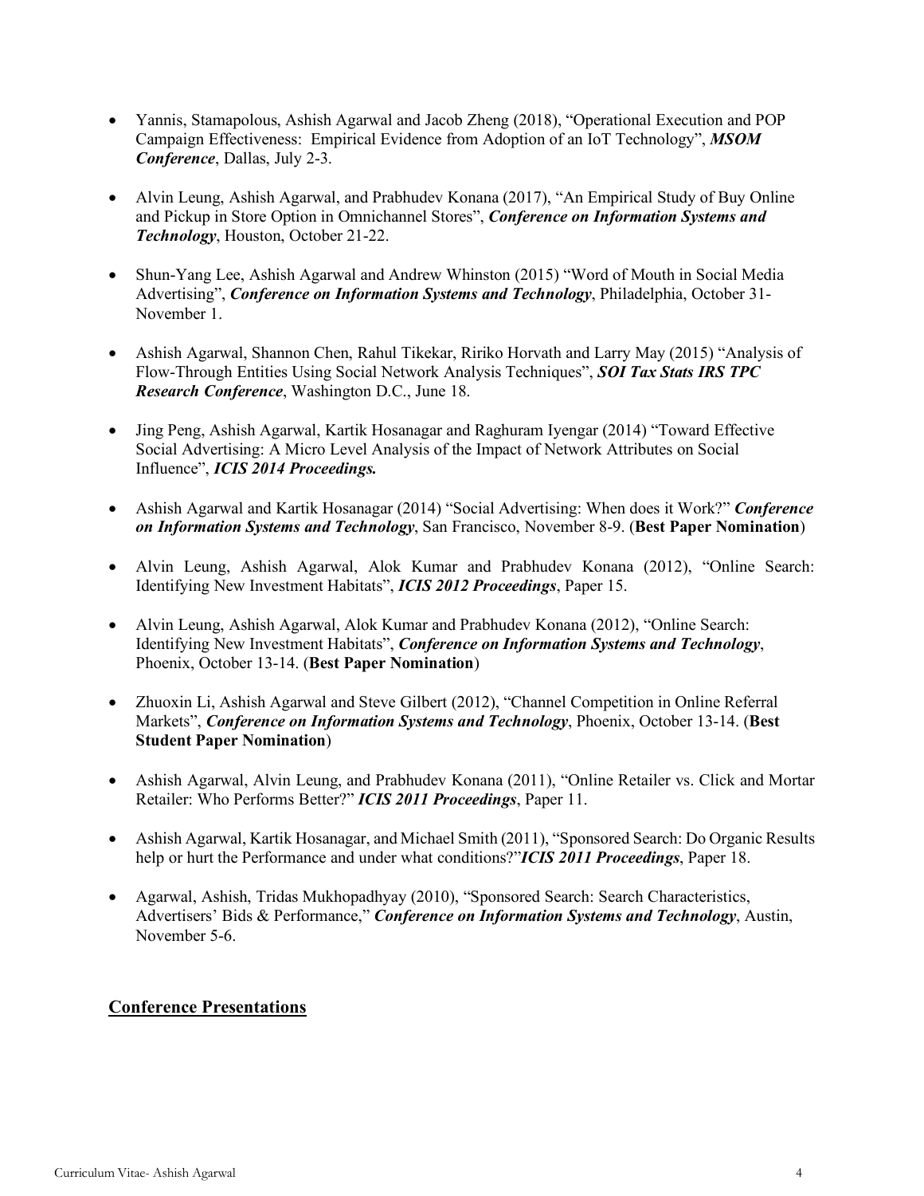- Yannis, Stamapolous, Ashish Agarwal and Jacob Zheng (2018), "Operational Execution and POP Campaign Effectiveness: Empirical Evidence from Adoption of an IoT Technology", ***MSOM Conference***, Dallas, July 2-3.

- Alvin Leung, Ashish Agarwal, and Prabhudev Konana (2017), "An Empirical Study of Buy Online and Pickup in Store Option in Omnichannel Stores", ***Conference on Information Systems and Technology***, Houston, October 21-22.

- Shun-Yang Lee, Ashish Agarwal and Andrew Whinston (2015) "Word of Mouth in Social Media Advertising", ***Conference on Information Systems and Technology***, Philadelphia, October 31-November 1.

- Ashish Agarwal, Shannon Chen, Rahul Tikekar, Ririko Horvath and Larry May (2015) "Analysis of Flow-Through Entities Using Social Network Analysis Techniques", ***SOI Tax Stats IRS TPC Research Conference***, Washington D.C., June 18.

- Jing Peng, Ashish Agarwal, Kartik Hosanagar and Raghuram Iyengar (2014) "Toward Effective Social Advertising: A Micro Level Analysis of the Impact of Network Attributes on Social Influence", ***ICIS 2014 Proceedings.***

- Ashish Agarwal and Kartik Hosanagar (2014) "Social Advertising: When does it Work?" ***Conference on Information Systems and Technology***, San Francisco, November 8-9. (**Best Paper Nomination**)

- Alvin Leung, Ashish Agarwal, Alok Kumar and Prabhudev Konana (2012), "Online Search: Identifying New Investment Habitats", ***ICIS 2012 Proceedings***, Paper 15.

- Alvin Leung, Ashish Agarwal, Alok Kumar and Prabhudev Konana (2012), "Online Search: Identifying New Investment Habitats", ***Conference on Information Systems and Technology***, Phoenix, October 13-14. (**Best Paper Nomination**)

- Zhuoxin Li, Ashish Agarwal and Steve Gilbert (2012), "Channel Competition in Online Referral Markets", ***Conference on Information Systems and Technology***, Phoenix, October 13-14. (**Best Student Paper Nomination**)

- Ashish Agarwal, Alvin Leung, and Prabhudev Konana (2011), "Online Retailer vs. Click and Mortar Retailer: Who Performs Better?" ***ICIS 2011 Proceedings***, Paper 11.

- Ashish Agarwal, Kartik Hosanagar, and Michael Smith (2011), "Sponsored Search: Do Organic Results help or hurt the Performance and under what conditions?" ***ICIS 2011 Proceedings***, Paper 18.

- Agarwal, Ashish, Tridas Mukhopadhyay (2010), "Sponsored Search: Search Characteristics, Advertisers' Bids & Performance," ***Conference on Information Systems and Technology***, Austin, November 5-6.

## Conference Presentations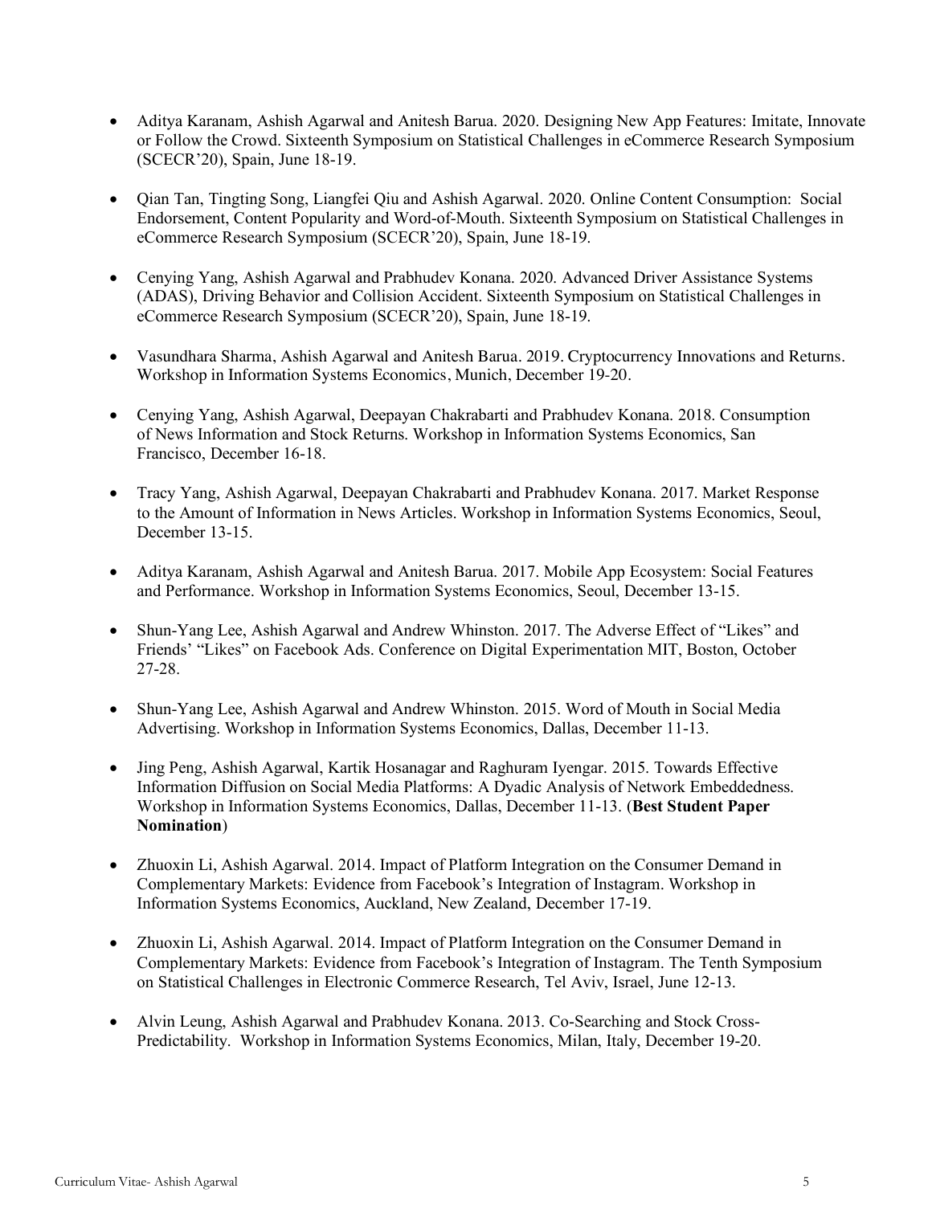- Aditya Karanam, Ashish Agarwal and Anitesh Barua. 2020. Designing New App Features: Imitate, Innovate or Follow the Crowd. Sixteenth Symposium on Statistical Challenges in eCommerce Research Symposium (SCECR'20), Spain, June 18-19.

- Qian Tan, Tingting Song, Liangfei Qiu and Ashish Agarwal. 2020. Online Content Consumption: Social Endorsement, Content Popularity and Word-of-Mouth. Sixteenth Symposium on Statistical Challenges in eCommerce Research Symposium (SCECR'20), Spain, June 18-19.

- Cenying Yang, Ashish Agarwal and Prabhudev Konana. 2020. Advanced Driver Assistance Systems (ADAS), Driving Behavior and Collision Accident. Sixteenth Symposium on Statistical Challenges in eCommerce Research Symposium (SCECR'20), Spain, June 18-19.

- Vasundhara Sharma, Ashish Agarwal and Anitesh Barua. 2019. Cryptocurrency Innovations and Returns. Workshop in Information Systems Economics, Munich, December 19-20.

- Cenying Yang, Ashish Agarwal, Deepayan Chakrabarti and Prabhudev Konana. 2018. Consumption of News Information and Stock Returns. Workshop in Information Systems Economics, San Francisco, December 16-18.

- Tracy Yang, Ashish Agarwal, Deepayan Chakrabarti and Prabhudev Konana. 2017. Market Response to the Amount of Information in News Articles. Workshop in Information Systems Economics, Seoul, December 13-15.

- Aditya Karanam, Ashish Agarwal and Anitesh Barua. 2017. Mobile App Ecosystem: Social Features and Performance. Workshop in Information Systems Economics, Seoul, December 13-15.

- Shun-Yang Lee, Ashish Agarwal and Andrew Whinston. 2017. The Adverse Effect of "Likes" and Friends' "Likes" on Facebook Ads. Conference on Digital Experimentation MIT, Boston, October 27-28.

- Shun-Yang Lee, Ashish Agarwal and Andrew Whinston. 2015. Word of Mouth in Social Media Advertising. Workshop in Information Systems Economics, Dallas, December 11-13.

- Jing Peng, Ashish Agarwal, Kartik Hosanagar and Raghuram Iyengar. 2015. Towards Effective Information Diffusion on Social Media Platforms: A Dyadic Analysis of Network Embeddedness. Workshop in Information Systems Economics, Dallas, December 11-13. (**Best Student Paper Nomination**)

- Zhuoxin Li, Ashish Agarwal. 2014. Impact of Platform Integration on the Consumer Demand in Complementary Markets: Evidence from Facebook's Integration of Instagram. Workshop in Information Systems Economics, Auckland, New Zealand, December 17-19.

- Zhuoxin Li, Ashish Agarwal. 2014. Impact of Platform Integration on the Consumer Demand in Complementary Markets: Evidence from Facebook's Integration of Instagram. The Tenth Symposium on Statistical Challenges in Electronic Commerce Research, Tel Aviv, Israel, June 12-13.

- Alvin Leung, Ashish Agarwal and Prabhudev Konana. 2013. Co-Searching and Stock Cross-Predictability. Workshop in Information Systems Economics, Milan, Italy, December 19-20.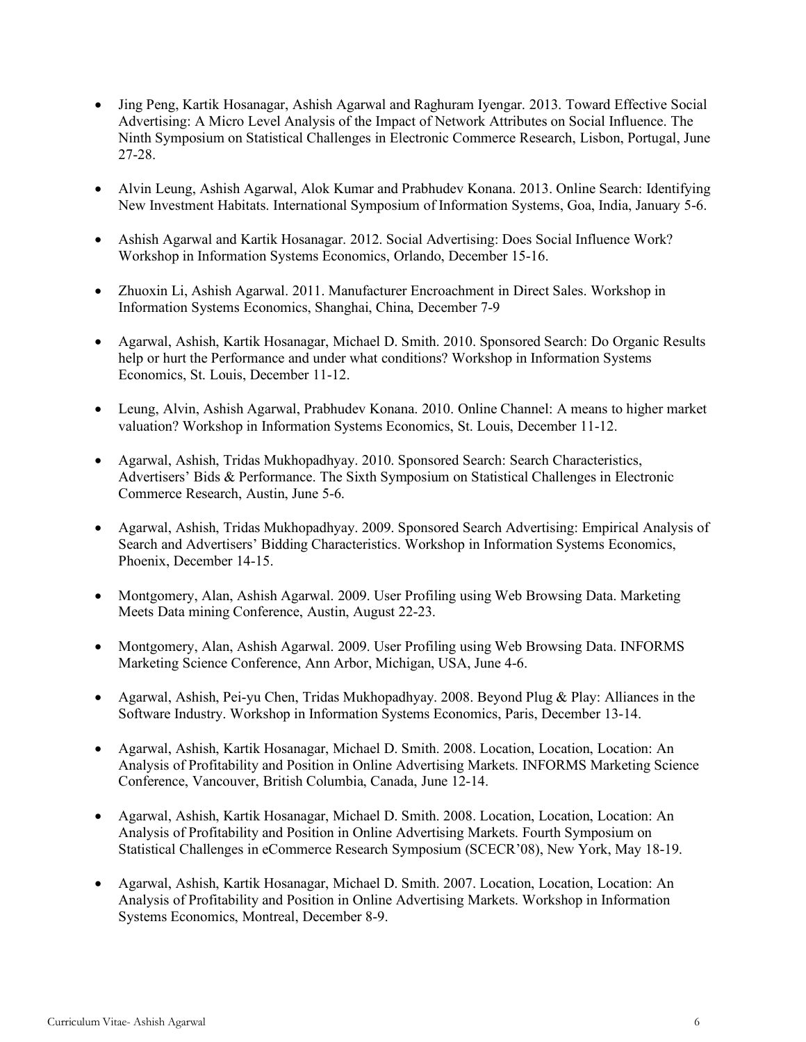- Jing Peng, Kartik Hosanagar, Ashish Agarwal and Raghuram Iyengar. 2013. Toward Effective Social Advertising: A Micro Level Analysis of the Impact of Network Attributes on Social Influence. The Ninth Symposium on Statistical Challenges in Electronic Commerce Research, Lisbon, Portugal, June 27-28.

- Alvin Leung, Ashish Agarwal, Alok Kumar and Prabhudev Konana. 2013. Online Search: Identifying New Investment Habitats. International Symposium of Information Systems, Goa, India, January 5-6.

- Ashish Agarwal and Kartik Hosanagar. 2012. Social Advertising: Does Social Influence Work? Workshop in Information Systems Economics, Orlando, December 15-16.

- Zhuoxin Li, Ashish Agarwal. 2011. Manufacturer Encroachment in Direct Sales. Workshop in Information Systems Economics, Shanghai, China, December 7-9

- Agarwal, Ashish, Kartik Hosanagar, Michael D. Smith. 2010. Sponsored Search: Do Organic Results help or hurt the Performance and under what conditions? Workshop in Information Systems Economics, St. Louis, December 11-12.

- Leung, Alvin, Ashish Agarwal, Prabhudev Konana. 2010. Online Channel: A means to higher market valuation? Workshop in Information Systems Economics, St. Louis, December 11-12.

- Agarwal, Ashish, Tridas Mukhopadhyay. 2010. Sponsored Search: Search Characteristics, Advertisers' Bids & Performance. The Sixth Symposium on Statistical Challenges in Electronic Commerce Research, Austin, June 5-6.

- Agarwal, Ashish, Tridas Mukhopadhyay. 2009. Sponsored Search Advertising: Empirical Analysis of Search and Advertisers' Bidding Characteristics. Workshop in Information Systems Economics, Phoenix, December 14-15.

- Montgomery, Alan, Ashish Agarwal. 2009. User Profiling using Web Browsing Data. Marketing Meets Data mining Conference, Austin, August 22-23.

- Montgomery, Alan, Ashish Agarwal. 2009. User Profiling using Web Browsing Data. INFORMS Marketing Science Conference, Ann Arbor, Michigan, USA, June 4-6.

- Agarwal, Ashish, Pei-yu Chen, Tridas Mukhopadhyay. 2008. Beyond Plug & Play: Alliances in the Software Industry. Workshop in Information Systems Economics, Paris, December 13-14.

- Agarwal, Ashish, Kartik Hosanagar, Michael D. Smith. 2008. Location, Location, Location: An Analysis of Profitability and Position in Online Advertising Markets. INFORMS Marketing Science Conference, Vancouver, British Columbia, Canada, June 12-14.

- Agarwal, Ashish, Kartik Hosanagar, Michael D. Smith. 2008. Location, Location, Location: An Analysis of Profitability and Position in Online Advertising Markets. Fourth Symposium on Statistical Challenges in eCommerce Research Symposium (SCECR'08), New York, May 18-19.

- Agarwal, Ashish, Kartik Hosanagar, Michael D. Smith. 2007. Location, Location, Location: An Analysis of Profitability and Position in Online Advertising Markets. Workshop in Information Systems Economics, Montreal, December 8-9.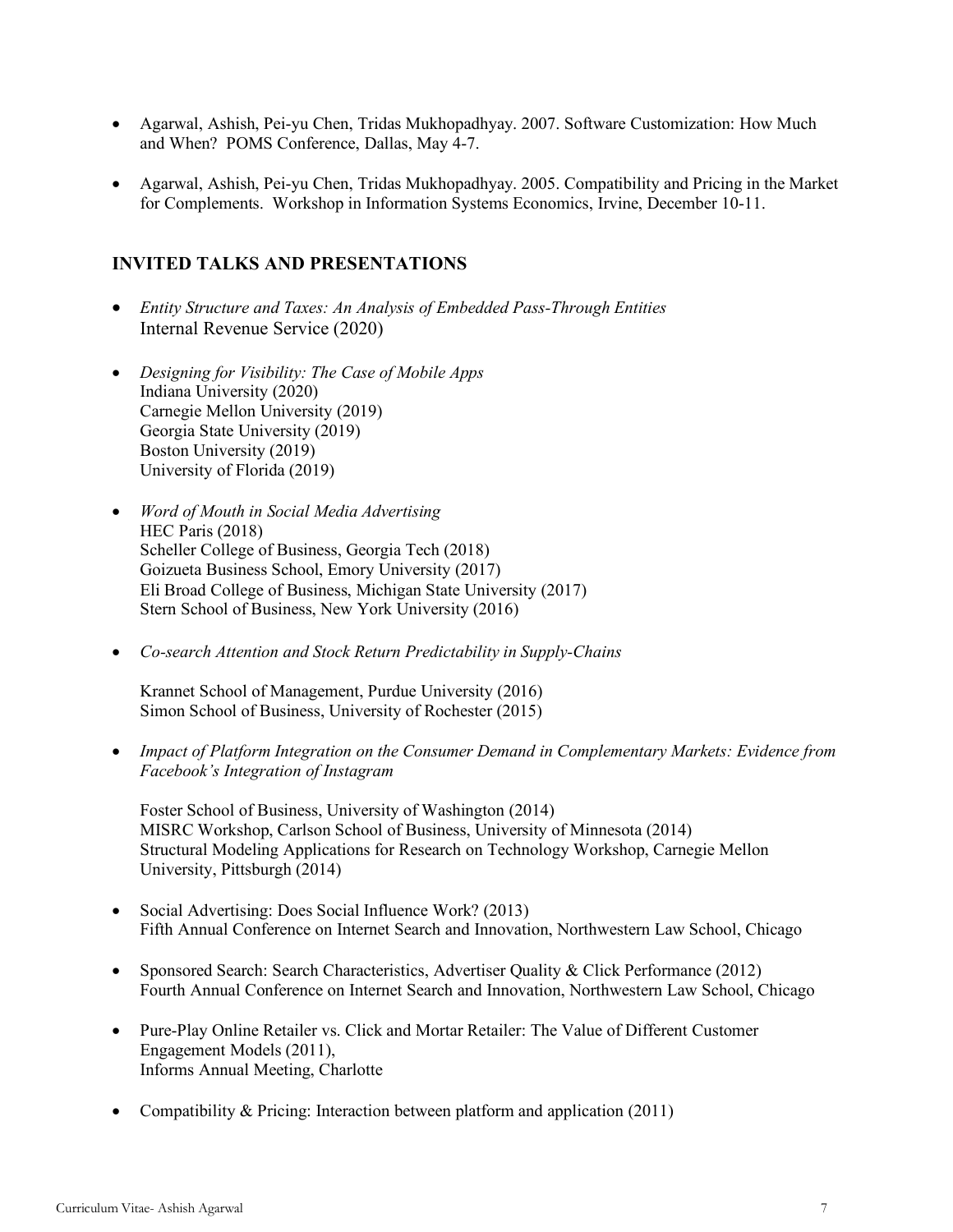- Agarwal, Ashish, Pei-yu Chen, Tridas Mukhopadhyay. 2007. Software Customization: How Much and When? POMS Conference, Dallas, May 4-7.

- Agarwal, Ashish, Pei-yu Chen, Tridas Mukhopadhyay. 2005. Compatibility and Pricing in the Market for Complements. Workshop in Information Systems Economics, Irvine, December 10-11.

## INVITED TALKS AND PRESENTATIONS

- *Entity Structure and Taxes: An Analysis of Embedded Pass-Through Entities*
  Internal Revenue Service (2020)

- *Designing for Visibility: The Case of Mobile Apps*
  Indiana University (2020)
  Carnegie Mellon University (2019)
  Georgia State University (2019)
  Boston University (2019)
  University of Florida (2019)

- *Word of Mouth in Social Media Advertising*
  HEC Paris (2018)
  Scheller College of Business, Georgia Tech (2018)
  Goizueta Business School, Emory University (2017)
  Eli Broad College of Business, Michigan State University (2017)
  Stern School of Business, New York University (2016)

- *Co-search Attention and Stock Return Predictability in Supply-Chains*

  Krannet School of Management, Purdue University (2016)
  Simon School of Business, University of Rochester (2015)

- *Impact of Platform Integration on the Consumer Demand in Complementary Markets: Evidence from Facebook's Integration of Instagram*

  Foster School of Business, University of Washington (2014)
  MISRC Workshop, Carlson School of Business, University of Minnesota (2014)
  Structural Modeling Applications for Research on Technology Workshop, Carnegie Mellon University, Pittsburgh (2014)

- Social Advertising: Does Social Influence Work? (2013)
  Fifth Annual Conference on Internet Search and Innovation, Northwestern Law School, Chicago

- Sponsored Search: Search Characteristics, Advertiser Quality & Click Performance (2012)
  Fourth Annual Conference on Internet Search and Innovation, Northwestern Law School, Chicago

- Pure-Play Online Retailer vs. Click and Mortar Retailer: The Value of Different Customer Engagement Models (2011),
  Informs Annual Meeting, Charlotte

- Compatibility & Pricing: Interaction between platform and application (2011)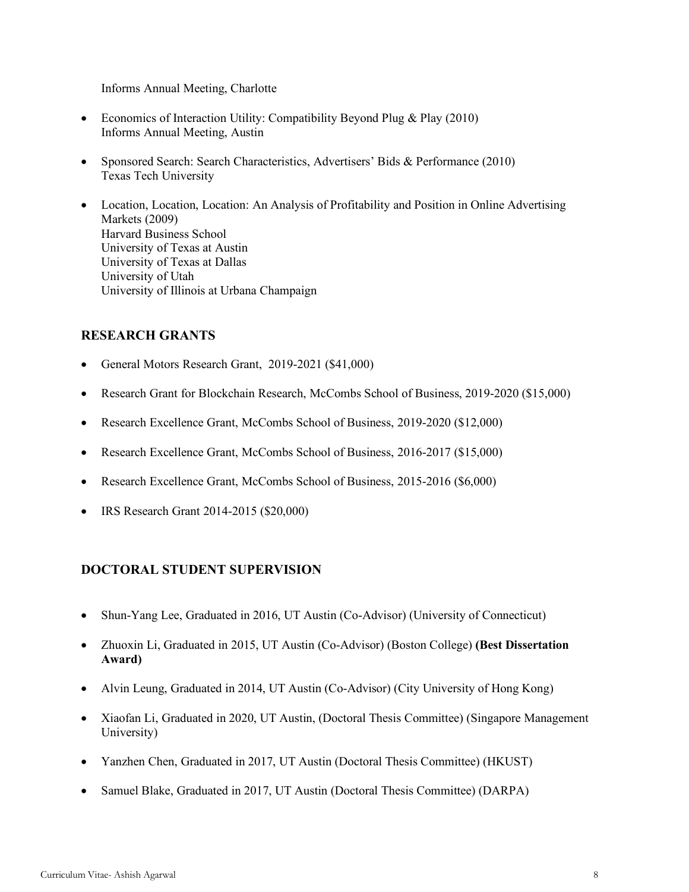Informs Annual Meeting, Charlotte

- Economics of Interaction Utility: Compatibility Beyond Plug & Play (2010)
  Informs Annual Meeting, Austin

- Sponsored Search: Search Characteristics, Advertisers' Bids & Performance (2010)
  Texas Tech University

- Location, Location, Location: An Analysis of Profitability and Position in Online Advertising Markets (2009)
  Harvard Business School
  University of Texas at Austin
  University of Texas at Dallas
  University of Utah
  University of Illinois at Urbana Champaign

## RESEARCH GRANTS

- General Motors Research Grant, 2019-2021 ($41,000)
- Research Grant for Blockchain Research, McCombs School of Business, 2019-2020 ($15,000)
- Research Excellence Grant, McCombs School of Business, 2019-2020 ($12,000)
- Research Excellence Grant, McCombs School of Business, 2016-2017 ($15,000)
- Research Excellence Grant, McCombs School of Business, 2015-2016 ($6,000)
- IRS Research Grant 2014-2015 ($20,000)

## DOCTORAL STUDENT SUPERVISION

- Shun-Yang Lee, Graduated in 2016, UT Austin (Co-Advisor) (University of Connecticut)
- Zhuoxin Li, Graduated in 2015, UT Austin (Co-Advisor) (Boston College) **(Best Dissertation Award)**
- Alvin Leung, Graduated in 2014, UT Austin (Co-Advisor) (City University of Hong Kong)
- Xiaofan Li, Graduated in 2020, UT Austin, (Doctoral Thesis Committee) (Singapore Management University)
- Yanzhen Chen, Graduated in 2017, UT Austin (Doctoral Thesis Committee) (HKUST)
- Samuel Blake, Graduated in 2017, UT Austin (Doctoral Thesis Committee) (DARPA)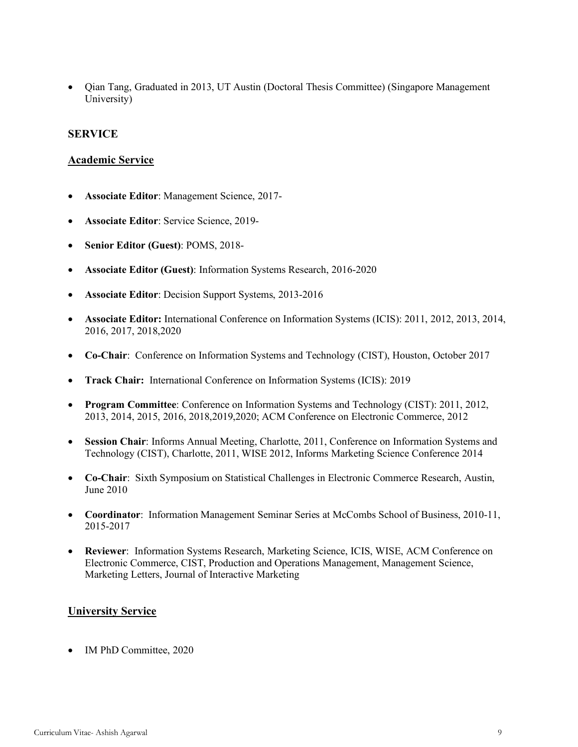- Qian Tang, Graduated in 2013, UT Austin (Doctoral Thesis Committee) (Singapore Management University)

## SERVICE

### Academic Service

- **Associate Editor**: Management Science, 2017-
- **Associate Editor**: Service Science, 2019-
- **Senior Editor (Guest)**: POMS, 2018-
- **Associate Editor (Guest)**: Information Systems Research, 2016-2020
- **Associate Editor**: Decision Support Systems, 2013-2016
- **Associate Editor:** International Conference on Information Systems (ICIS): 2011, 2012, 2013, 2014, 2016, 2017, 2018,2020
- **Co-Chair**: Conference on Information Systems and Technology (CIST), Houston, October 2017
- **Track Chair:** International Conference on Information Systems (ICIS): 2019
- **Program Committee**: Conference on Information Systems and Technology (CIST): 2011, 2012, 2013, 2014, 2015, 2016, 2018,2019,2020; ACM Conference on Electronic Commerce, 2012
- **Session Chair**: Informs Annual Meeting, Charlotte, 2011, Conference on Information Systems and Technology (CIST), Charlotte, 2011, WISE 2012, Informs Marketing Science Conference 2014
- **Co-Chair**: Sixth Symposium on Statistical Challenges in Electronic Commerce Research, Austin, June 2010
- **Coordinator**: Information Management Seminar Series at McCombs School of Business, 2010-11, 2015-2017
- **Reviewer**: Information Systems Research, Marketing Science, ICIS, WISE, ACM Conference on Electronic Commerce, CIST, Production and Operations Management, Management Science, Marketing Letters, Journal of Interactive Marketing

### University Service

- IM PhD Committee, 2020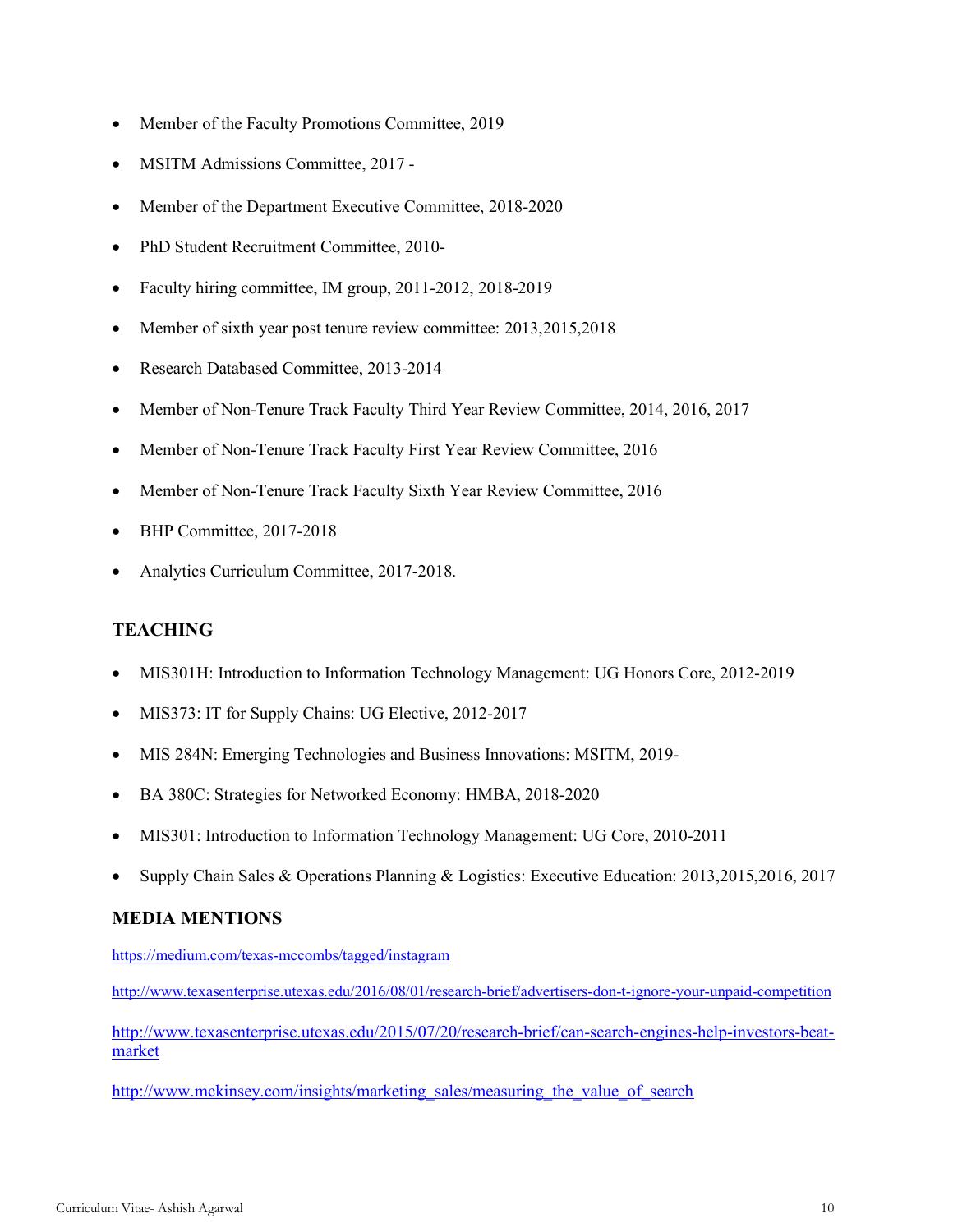- Member of the Faculty Promotions Committee, 2019
- MSITM Admissions Committee, 2017 -
- Member of the Department Executive Committee, 2018-2020
- PhD Student Recruitment Committee, 2010-
- Faculty hiring committee, IM group, 2011-2012, 2018-2019
- Member of sixth year post tenure review committee: 2013,2015,2018
- Research Databased Committee, 2013-2014
- Member of Non-Tenure Track Faculty Third Year Review Committee, 2014, 2016, 2017
- Member of Non-Tenure Track Faculty First Year Review Committee, 2016
- Member of Non-Tenure Track Faculty Sixth Year Review Committee, 2016
- BHP Committee, 2017-2018
- Analytics Curriculum Committee, 2017-2018.

## TEACHING

- MIS301H: Introduction to Information Technology Management: UG Honors Core, 2012-2019
- MIS373: IT for Supply Chains: UG Elective, 2012-2017
- MIS 284N: Emerging Technologies and Business Innovations: MSITM, 2019-
- BA 380C: Strategies for Networked Economy: HMBA, 2018-2020
- MIS301: Introduction to Information Technology Management: UG Core, 2010-2011
- Supply Chain Sales & Operations Planning & Logistics: Executive Education: 2013,2015,2016, 2017

## MEDIA MENTIONS

https://medium.com/texas-mccombs/tagged/instagram

http://www.texasenterprise.utexas.edu/2016/08/01/research-brief/advertisers-don-t-ignore-your-unpaid-competition

http://www.texasenterprise.utexas.edu/2015/07/20/research-brief/can-search-engines-help-investors-beat-market

http://www.mckinsey.com/insights/marketing_sales/measuring_the_value_of_search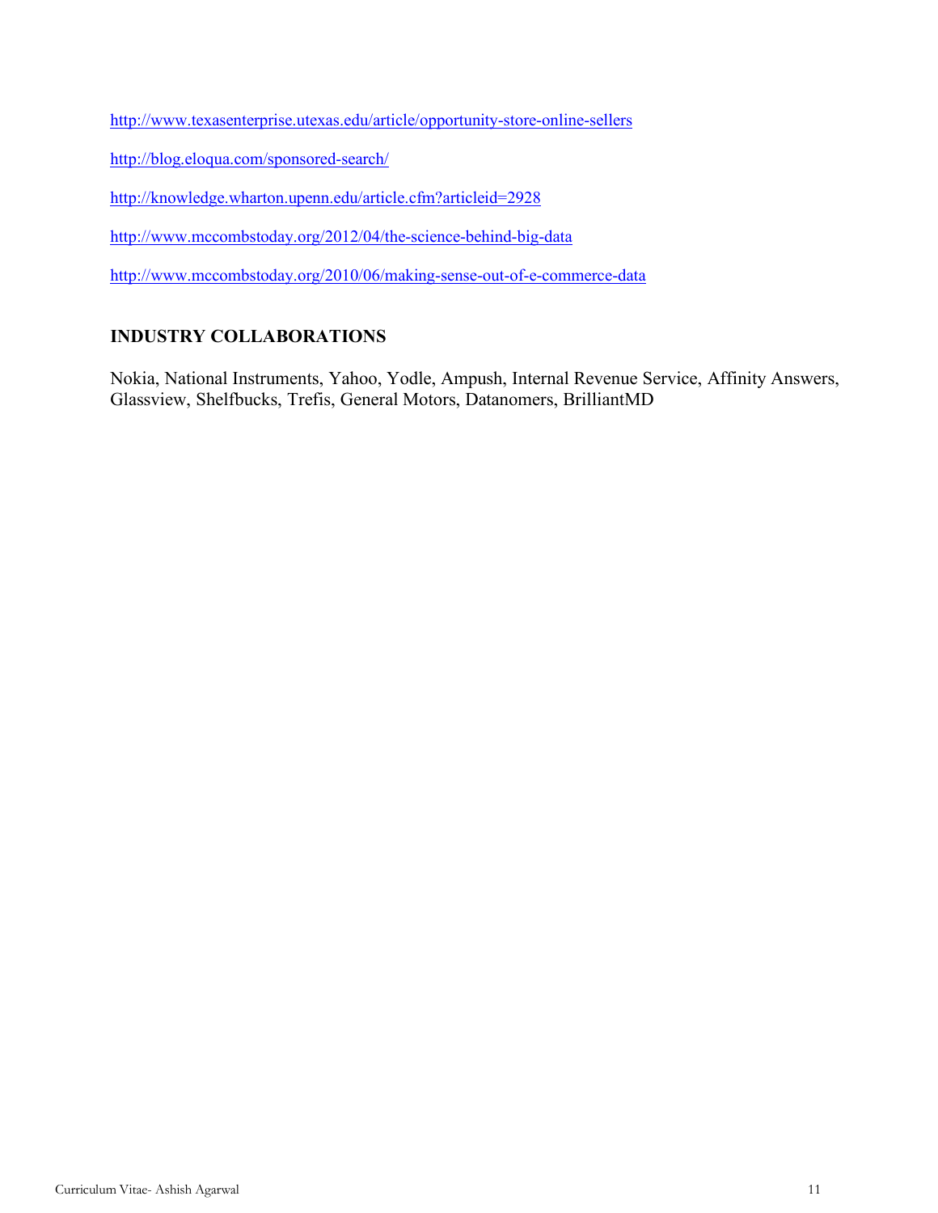http://www.texasenterprise.utexas.edu/article/opportunity-store-online-sellers

http://blog.eloqua.com/sponsored-search/

http://knowledge.wharton.upenn.edu/article.cfm?articleid=2928

http://www.mccombstoday.org/2012/04/the-science-behind-big-data

http://www.mccombstoday.org/2010/06/making-sense-out-of-e-commerce-data

## INDUSTRY COLLABORATIONS

Nokia, National Instruments, Yahoo, Yodle, Ampush, Internal Revenue Service, Affinity Answers, Glassview, Shelfbucks, Trefis, General Motors, Datanomers, BrilliantMD